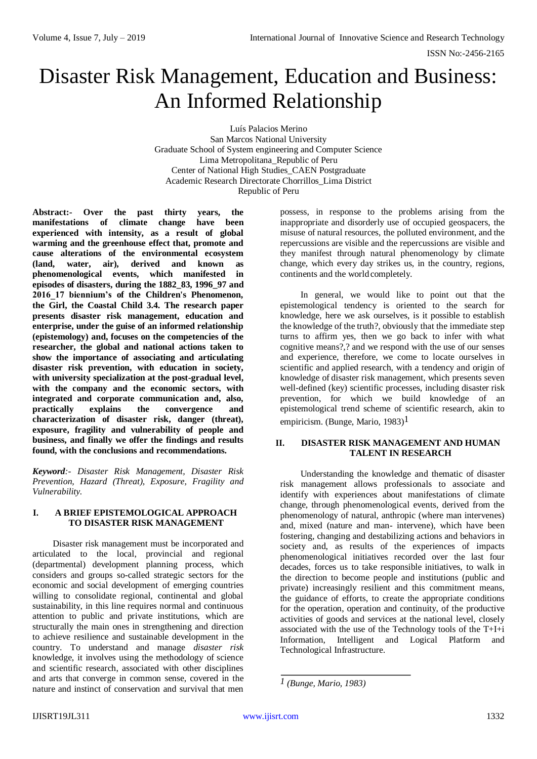# Disaster Risk Management, Education and Business: An Informed Relationship

Luís Palacios Merino
San Marcos National University
Graduate School of System engineering and Computer Science
Lima Metropolitana_Republic of Peru
Center of National High Studies_CAEN Postgraduate
Academic Research Directorate Chorrillos_Lima District
Republic of Peru

**Abstract:- Over the past thirty years, the manifestations of climate change have been experienced with intensity, as a result of global warming and the greenhouse effect that, promote and cause alterations of the environmental ecosystem (land, water, air), derived and known as phenomenological events, which manifested in episodes of disasters, during the 1882_83, 1996_97 and 2016_17 biennium's of the Children's Phenomenon, the Girl, the Coastal Child 3.4. The research paper presents disaster risk management, education and enterprise, under the guise of an informed relationship (epistemology) and, focuses on the competencies of the researcher, the global and national actions taken to show the importance of associating and articulating disaster risk prevention, with education in society, with university specialization at the post-gradual level, with the company and the economic sectors, with integrated and corporate communication and, also, practically explains the convergence and characterization of disaster risk, danger (threat), exposure, fragility and vulnerability of people and business, and finally we offer the findings and results found, with the conclusions and recommendations.**

***Keyword**:- Disaster Risk Management, Disaster Risk Prevention, Hazard (Threat), Exposure, Fragility and Vulnerability.*

## I. A BRIEF EPISTEMOLOGICAL APPROACH TO DISASTER RISK MANAGEMENT

Disaster risk management must be incorporated and articulated to the local, provincial and regional (departmental) development planning process, which considers and groups so-called strategic sectors for the economic and social development of emerging countries willing to consolidate regional, continental and global sustainability, in this line requires normal and continuous attention to public and private institutions, which are structurally the main ones in strengthening and direction to achieve resilience and sustainable development in the country. To understand and manage *disaster risk* knowledge, it involves using the methodology of science and scientific research, associated with other disciplines and arts that converge in common sense, covered in the nature and instinct of conservation and survival that men possess, in response to the problems arising from the inappropriate and disorderly use of occupied geospacers, the misuse of natural resources, the polluted environment, and the repercussions are visible and the repercussions are visible and they manifest through natural phenomenology by climate change, which every day strikes us, in the country, regions, continents and the world completely.

In general, we would like to point out that the epistemological tendency is oriented to the search for knowledge, here we ask ourselves, is it possible to establish the knowledge of the truth?, obviously that the immediate step turns to affirm yes, then we go back to infer with what cognitive means?,? and we respond with the use of our senses and experience, therefore, we come to locate ourselves in scientific and applied research, with a tendency and origin of knowledge of disaster risk management, which presents seven well-defined (key) scientific processes, including disaster risk prevention, for which we build knowledge of an epistemological trend scheme of scientific research, akin to empiricism. (Bunge, Mario, 1983)[1]

## II. DISASTER RISK MANAGEMENT AND HUMAN TALENT IN RESEARCH

Understanding the knowledge and thematic of disaster risk management allows professionals to associate and identify with experiences about manifestations of climate change, through phenomenological events, derived from the phenomenology of natural, anthropic (where man intervenes) and, mixed (nature and man- intervene), which have been fostering, changing and destabilizing actions and behaviors in society and, as results of the experiences of impacts phenomenological initiatives recorded over the last four decades, forces us to take responsible initiatives, to walk in the direction to become people and institutions (public and private) increasingly resilient and this commitment means, the guidance of efforts, to create the appropriate conditions for the operation, operation and continuity, of the productive activities of goods and services at the national level, closely associated with the use of the Technology tools of the T+I+i Information, Intelligent and Logical Platform and Technological Infrastructure.

---

[1] *(Bunge, Mario, 1983)*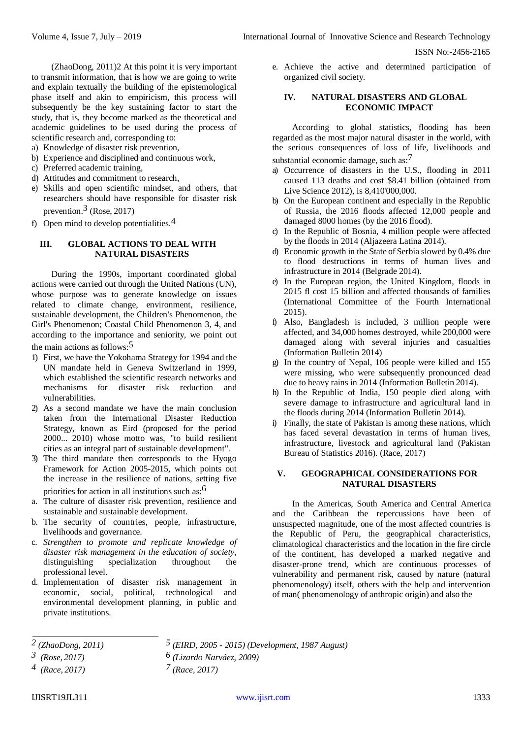(ZhaoDong, 2011)2 At this point it is very important to transmit information, that is how we are going to write and explain textually the building of the epistemological phase itself and akin to empiricism, this process will subsequently be the key sustaining factor to start the study, that is, they become marked as the theoretical and academic guidelines to be used during the process of scientific research and, corresponding to:

a) Knowledge of disaster risk prevention,
b) Experience and disciplined and continuous work,
c) Preferred academic training,
d) Attitudes and commitment to research,
e) Skills and open scientific mindset, and others, that researchers should have responsible for disaster risk prevention.[3] (Rose, 2017)
f) Open mind to develop potentialities.[4]

## III. GLOBAL ACTIONS TO DEAL WITH NATURAL DISASTERS

During the 1990s, important coordinated global actions were carried out through the United Nations (UN), whose purpose was to generate knowledge on issues related to climate change, environment, resilience, sustainable development, the Children's Phenomenon, the Girl's Phenomenon; Coastal Child Phenomenon 3, 4, and according to the importance and seniority, we point out the main actions as follows:[5]

1) First, we have the Yokohama Strategy for 1994 and the UN mandate held in Geneva Switzerland in 1999, which established the scientific research networks and mechanisms for disaster risk reduction and vulnerabilities.
2) As a second mandate we have the main conclusion taken from the International Disaster Reduction Strategy, known as Eird (proposed for the period 2000... 2010) whose motto was, "to build resilient cities as an integral part of sustainable development".
3) The third mandate then corresponds to the Hyogo Framework for Action 2005-2015, which points out the increase in the resilience of nations, setting five priorities for action in all institutions such as:[6]

a. The culture of disaster risk prevention, resilience and sustainable and sustainable development.
b. The security of countries, people, infrastructure, livelihoods and governance.
c. *Strengthen to promote and replicate knowledge of disaster risk management in the education of society,* distinguishing specialization throughout the professional level.
d. Implementation of disaster risk management in economic, social, political, technological and environmental development planning, in public and private institutions.
e. Achieve the active and determined participation of organized civil society.

## IV. NATURAL DISASTERS AND GLOBAL ECONOMIC IMPACT

According to global statistics, flooding has been regarded as the most major natural disaster in the world, with the serious consequences of loss of life, livelihoods and substantial economic damage, such as:[7]

a) Occurrence of disasters in the U.S., flooding in 2011 caused 113 deaths and cost $8.41 billion (obtained from Live Science 2012), is 8,410'000,000.
b) On the European continent and especially in the Republic of Russia, the 2016 floods affected 12,000 people and damaged 8000 homes (by the 2016 flood).
c) In the Republic of Bosnia, 4 million people were affected by the floods in 2014 (Aljazeera Latina 2014).
d) Economic growth in the State of Serbia slowed by 0.4% due to flood destructions in terms of human lives and infrastructure in 2014 (Belgrade 2014).
e) In the European region, the United Kingdom, floods in 2015 fl cost 15 billion and affected thousands of families (International Committee of the Fourth International 2015).
f) Also, Bangladesh is included, 3 million people were affected, and 34,000 homes destroyed, while 200,000 were damaged along with several injuries and casualties (Information Bulletin 2014)
g) In the country of Nepal, 106 people were killed and 155 were missing, who were subsequently pronounced dead due to heavy rains in 2014 (Information Bulletin 2014).
h) In the Republic of India, 150 people died along with severe damage to infrastructure and agricultural land in the floods during 2014 (Information Bulletin 2014).
i) Finally, the state of Pakistan is among these nations, which has faced several devastation in terms of human lives, infrastructure, livestock and agricultural land (Pakistan Bureau of Statistics 2016). (Race, 2017)

## V. GEOGRAPHICAL CONSIDERATIONS FOR NATURAL DISASTERS

In the Americas, South America and Central America and the Caribbean the repercussions have been of unsuspected magnitude, one of the most affected countries is the Republic of Peru, the geographical characteristics, climatological characteristics and the location in the fire circle of the continent, has developed a marked negative and disaster-prone trend, which are continuous processes of vulnerability and permanent risk, caused by nature (natural phenomenology) itself, others with the help and intervention of man( phenomenology of anthropic origin) and also the

---

[2] *(ZhaoDong, 2011)*
[3] *(Rose, 2017)*
[4] *(Race, 2017)*
[5] *(EIRD, 2005 - 2015) (Development, 1987 August)*
[6] *(Lizardo Narváez, 2009)*
[7] *(Race, 2017)*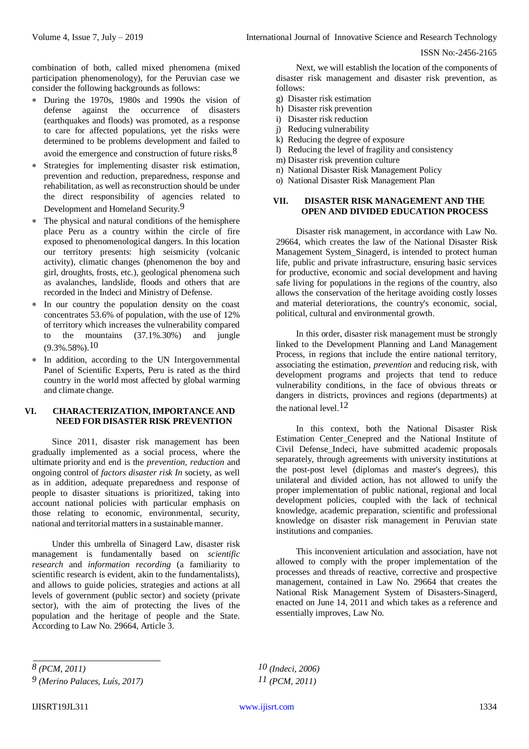combination of both, called mixed phenomena (mixed participation phenomenology), for the Peruvian case we consider the following backgrounds as follows:

- During the 1970s, 1980s and 1990s the vision of defense against the occurrence of disasters (earthquakes and floods) was promoted, as a response to care for affected populations, yet the risks were determined to be problems development and failed to avoid the emergence and construction of future risks.[8]
- Strategies for implementing disaster risk estimation, prevention and reduction, preparedness, response and rehabilitation, as well as reconstruction should be under the direct responsibility of agencies related to Development and Homeland Security.[9]
- The physical and natural conditions of the hemisphere place Peru as a country within the circle of fire exposed to phenomenological dangers. In this location our territory presents: high seismicity (volcanic activity), climatic changes (phenomenon the boy and girl, droughts, frosts, etc.), geological phenomena such as avalanches, landslide, floods and others that are recorded in the Indeci and Ministry of Defense.
- In our country the population density on the coast concentrates 53.6% of population, with the use of 12% of territory which increases the vulnerability compared to the mountains (37.1%.30%) and jungle (9.3%.58%).[10]
- In addition, according to the UN Intergovernmental Panel of Scientific Experts, Peru is rated as the third country in the world most affected by global warming and climate change.

## VI. CHARACTERIZATION, IMPORTANCE AND NEED FOR DISASTER RISK PREVENTION

Since 2011, disaster risk management has been gradually implemented as a social process, where the ultimate priority and end is the *prevention, reduction* and ongoing control of *factors disaster risk In* society, as well as in addition, adequate preparedness and response of people to disaster situations is prioritized, taking into account national policies with particular emphasis on those relating to economic, environmental, security, national and territorial matters in a sustainable manner.

Under this umbrella of Sinagerd Law, disaster risk management is fundamentally based on *scientific research* and *information recording* (a familiarity to scientific research is evident, akin to the fundamentalists), and allows to guide policies, strategies and actions at all levels of government (public sector) and society (private sector), with the aim of protecting the lives of the population and the heritage of people and the State. According to Law No. 29664, Article 3.

Next, we will establish the location of the components of disaster risk management and disaster risk prevention, as follows:

g) Disaster risk estimation
h) Disaster risk prevention
i) Disaster risk reduction
j) Reducing vulnerability
k) Reducing the degree of exposure
l) Reducing the level of fragility and consistency
m) Disaster risk prevention culture
n) National Disaster Risk Management Policy
o) National Disaster Risk Management Plan

## VII. DISASTER RISK MANAGEMENT AND THE OPEN AND DIVIDED EDUCATION PROCESS

Disaster risk management, in accordance with Law No. 29664, which creates the law of the National Disaster Risk Management System_Sinagerd, is intended to protect human life, public and private infrastructure, ensuring basic services for productive, economic and social development and having safe living for populations in the regions of the country, also allows the conservation of the heritage avoiding costly losses and material deteriorations, the country's economic, social, political, cultural and environmental growth.

In this order, disaster risk management must be strongly linked to the Development Planning and Land Management Process, in regions that include the entire national territory, associating the estimation, *prevention* and reducing risk, with development programs and projects that tend to reduce vulnerability conditions, in the face of obvious threats or dangers in districts, provinces and regions (departments) at the national level.[12]

In this context, both the National Disaster Risk Estimation Center_Cenepred and the National Institute of Civil Defense_Indeci, have submitted academic proposals separately, through agreements with university institutions at the post-post level (diplomas and master's degrees), this unilateral and divided action, has not allowed to unify the proper implementation of public national, regional and local development policies, coupled with the lack of technical knowledge, academic preparation, scientific and professional knowledge on disaster risk management in Peruvian state institutions and companies.

This inconvenient articulation and association, have not allowed to comply with the proper implementation of the processes and threads of reactive, corrective and prospective management, contained in Law No. 29664 that creates the National Risk Management System of Disasters-Sinagerd, enacted on June 14, 2011 and which takes as a reference and essentially improves, Law No.

---

8 *(PCM, 2011)*
9 *(Merino Palaces, Luís, 2017)*
10 *(Indeci, 2006)*
11 *(PCM, 2011)*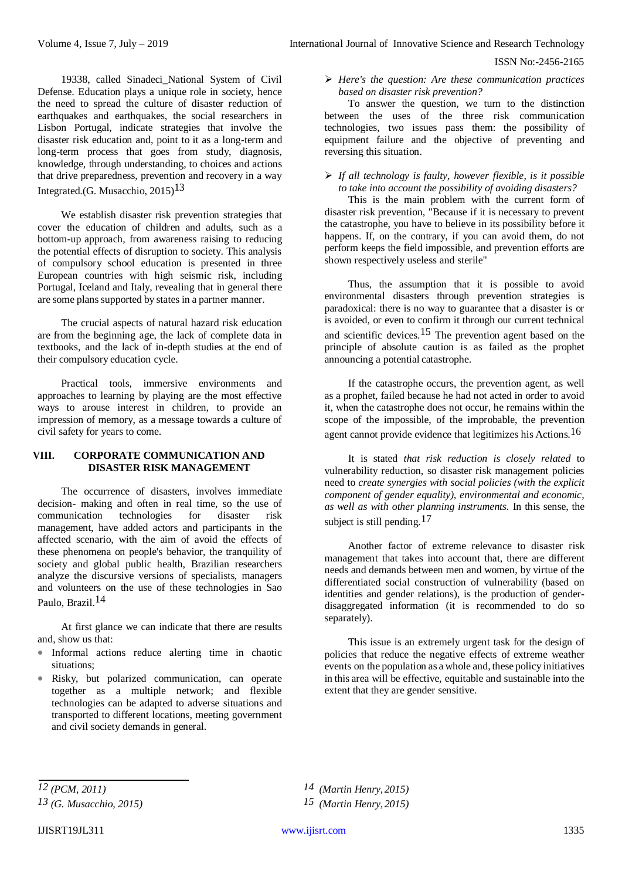19338, called Sinadeci_National System of Civil Defense. Education plays a unique role in society, hence the need to spread the culture of disaster reduction of earthquakes and earthquakes, the social researchers in Lisbon Portugal, indicate strategies that involve the disaster risk education and, point to it as a long-term and long-term process that goes from study, diagnosis, knowledge, through understanding, to choices and actions that drive preparedness, prevention and recovery in a way Integrated.(G. Musacchio, 2015)[13]

We establish disaster risk prevention strategies that cover the education of children and adults, such as a bottom-up approach, from awareness raising to reducing the potential effects of disruption to society. This analysis of compulsory school education is presented in three European countries with high seismic risk, including Portugal, Iceland and Italy, revealing that in general there are some plans supported by states in a partner manner.

The crucial aspects of natural hazard risk education are from the beginning age, the lack of complete data in textbooks, and the lack of in-depth studies at the end of their compulsory education cycle.

Practical tools, immersive environments and approaches to learning by playing are the most effective ways to arouse interest in children, to provide an impression of memory, as a message towards a culture of civil safety for years to come.

## VIII. CORPORATE COMMUNICATION AND DISASTER RISK MANAGEMENT

The occurrence of disasters, involves immediate decision- making and often in real time, so the use of communication technologies for disaster risk management, have added actors and participants in the affected scenario, with the aim of avoid the effects of these phenomena on people's behavior, the tranquility of society and global public health, Brazilian researchers analyze the discursive versions of specialists, managers and volunteers on the use of these technologies in Sao Paulo, Brazil.[14]

At first glance we can indicate that there are results and, show us that:

- Informal actions reduce alerting time in chaotic situations;
- Risky, but polarized communication, can operate together as a multiple network; and flexible technologies can be adapted to adverse situations and transported to different locations, meeting government and civil society demands in general.

➢ *Here's the question: Are these communication practices based on disaster risk prevention?*

To answer the question, we turn to the distinction between the uses of the three risk communication technologies, two issues pass them: the possibility of equipment failure and the objective of preventing and reversing this situation.

➢ *If all technology is faulty, however flexible, is it possible to take into account the possibility of avoiding disasters?*

This is the main problem with the current form of disaster risk prevention, "Because if it is necessary to prevent the catastrophe, you have to believe in its possibility before it happens. If, on the contrary, if you can avoid them, do not perform keeps the field impossible, and prevention efforts are shown respectively useless and sterile"

Thus, the assumption that it is possible to avoid environmental disasters through prevention strategies is paradoxical: there is no way to guarantee that a disaster is or is avoided, or even to confirm it through our current technical and scientific devices.[15] The prevention agent based on the principle of absolute caution is as failed as the prophet announcing a potential catastrophe.

If the catastrophe occurs, the prevention agent, as well as a prophet, failed because he had not acted in order to avoid it, when the catastrophe does not occur, he remains within the scope of the impossible, of the improbable, the prevention agent cannot provide evidence that legitimizes his Actions.[16]

It is stated *that risk reduction is closely related* to vulnerability reduction, so disaster risk management policies need to *create synergies with social policies (with the explicit component of gender equality), environmental and economic, as well as with other planning instruments.* In this sense, the subject is still pending.[17]

Another factor of extreme relevance to disaster risk management that takes into account that, there are different needs and demands between men and women, by virtue of the differentiated social construction of vulnerability (based on identities and gender relations), is the production of gender-disaggregated information (it is recommended to do so separately).

This issue is an extremely urgent task for the design of policies that reduce the negative effects of extreme weather events on the population as a whole and, these policy initiatives in this area will be effective, equitable and sustainable into the extent that they are gender sensitive.

---

*12 (PCM, 2011)*

*13 (G. Musacchio, 2015)*

*14 (Martin Henry, 2015)*

*15 (Martin Henry, 2015)*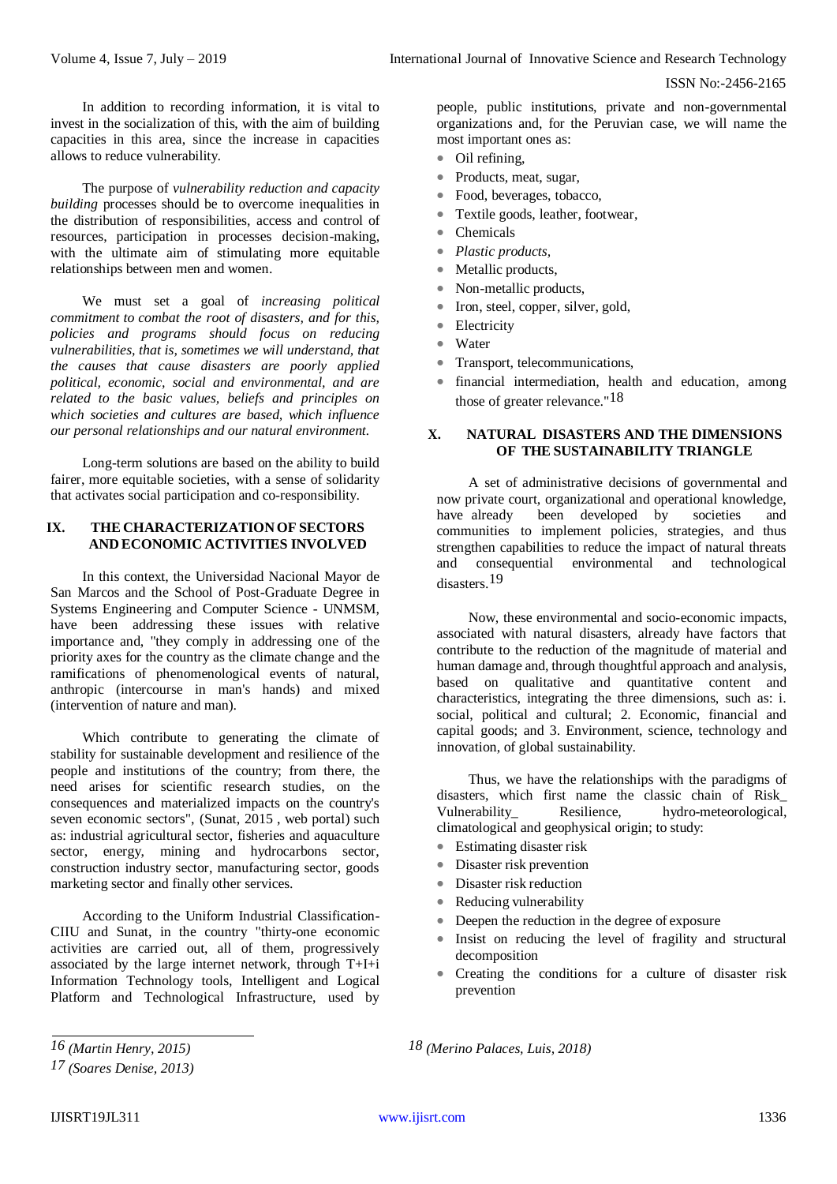In addition to recording information, it is vital to invest in the socialization of this, with the aim of building capacities in this area, since the increase in capacities allows to reduce vulnerability.

The purpose of *vulnerability reduction and capacity building* processes should be to overcome inequalities in the distribution of responsibilities, access and control of resources, participation in processes decision-making, with the ultimate aim of stimulating more equitable relationships between men and women.

We must set a goal of *increasing political commitment to combat the root of disasters, and for this, policies and programs should focus on reducing vulnerabilities, that is, sometimes we will understand, that the causes that cause disasters are poorly applied political, economic, social and environmental, and are related to the basic values, beliefs and principles on which societies and cultures are based, which influence our personal relationships and our natural environment.*

Long-term solutions are based on the ability to build fairer, more equitable societies, with a sense of solidarity that activates social participation and co-responsibility.

## IX. THE CHARACTERIZATION OF SECTORS AND ECONOMIC ACTIVITIES INVOLVED

In this context, the Universidad Nacional Mayor de San Marcos and the School of Post-Graduate Degree in Systems Engineering and Computer Science - UNMSM, have been addressing these issues with relative importance and, "they comply in addressing one of the priority axes for the country as the climate change and the ramifications of phenomenological events of natural, anthropic (intercourse in man's hands) and mixed (intervention of nature and man).

Which contribute to generating the climate of stability for sustainable development and resilience of the people and institutions of the country; from there, the need arises for scientific research studies, on the consequences and materialized impacts on the country's seven economic sectors", (Sunat, 2015 , web portal) such as: industrial agricultural sector, fisheries and aquaculture sector, energy, mining and hydrocarbons sector, construction industry sector, manufacturing sector, goods marketing sector and finally other services.

According to the Uniform Industrial Classification-CIIU and Sunat, in the country "thirty-one economic activities are carried out, all of them, progressively associated by the large internet network, through T+I+i Information Technology tools, Intelligent and Logical Platform and Technological Infrastructure, used by people, public institutions, private and non-governmental organizations and, for the Peruvian case, we will name the most important ones as:

- Oil refining,
- Products, meat, sugar,
- Food, beverages, tobacco,
- Textile goods, leather, footwear,
- Chemicals
- *Plastic products,*
- Metallic products,
- Non-metallic products,
- Iron, steel, copper, silver, gold,
- Electricity
- Water
- Transport, telecommunications,
- financial intermediation, health and education, among those of greater relevance."[18]

## X. NATURAL DISASTERS AND THE DIMENSIONS OF THE SUSTAINABILITY TRIANGLE

A set of administrative decisions of governmental and now private court, organizational and operational knowledge, have already been developed by societies and communities to implement policies, strategies, and thus strengthen capabilities to reduce the impact of natural threats and consequential environmental and technological disasters.[19]

Now, these environmental and socio-economic impacts, associated with natural disasters, already have factors that contribute to the reduction of the magnitude of material and human damage and, through thoughtful approach and analysis, based on qualitative and quantitative content and characteristics, integrating the three dimensions, such as: i. social, political and cultural; 2. Economic, financial and capital goods; and 3. Environment, science, technology and innovation, of global sustainability.

Thus, we have the relationships with the paradigms of disasters, which first name the classic chain of Risk_ Vulnerability_ Resilience, hydro-meteorological, climatological and geophysical origin; to study:

- Estimating disaster risk
- Disaster risk prevention
- Disaster risk reduction
- Reducing vulnerability
- Deepen the reduction in the degree of exposure
- Insist on reducing the level of fragility and structural decomposition
- Creating the conditions for a culture of disaster risk prevention

---

16 *(Martin Henry, 2015)*

17 *(Soares Denise, 2013)*

18 *(Merino Palaces, Luis, 2018)*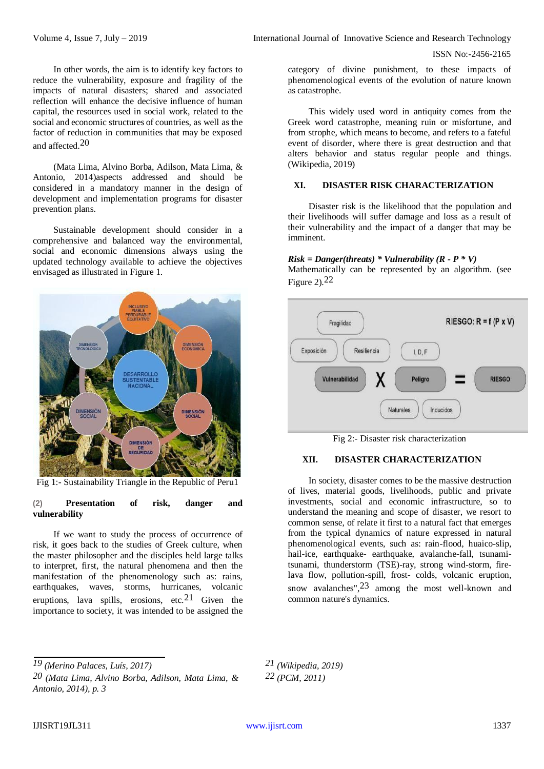In other words, the aim is to identify key factors to reduce the vulnerability, exposure and fragility of the impacts of natural disasters; shared and associated reflection will enhance the decisive influence of human capital, the resources used in social work, related to the social and economic structures of countries, as well as the factor of reduction in communities that may be exposed and affected.[20]

(Mata Lima, Alvino Borba, Adilson, Mata Lima, & Antonio, 2014)aspects addressed and should be considered in a mandatory manner in the design of development and implementation programs for disaster prevention plans.

Sustainable development should consider in a comprehensive and balanced way the environmental, social and economic dimensions always using the updated technology available to achieve the objectives envisaged as illustrated in Figure 1.

Fig 1:- Sustainability Triangle in the Republic of Peru1

### (2) Presentation of risk, danger and vulnerability

If we want to study the process of occurrence of risk, it goes back to the studies of Greek culture, when the master philosopher and the disciples held large talks to interpret, first, the natural phenomena and then the manifestation of the phenomenology such as: rains, earthquakes, waves, storms, hurricanes, volcanic eruptions, lava spills, erosions, etc.[21] Given the importance to society, it was intended to be assigned the category of divine punishment, to these impacts of phenomenological events of the evolution of nature known as catastrophe.

This widely used word in antiquity comes from the Greek word catastrophe, meaning ruin or misfortune, and from strophe, which means to become, and refers to a fateful event of disorder, where there is great destruction and that alters behavior and status regular people and things. (Wikipedia, 2019)

## XI. DISASTER RISK CHARACTERIZATION

Disaster risk is the likelihood that the population and their livelihoods will suffer damage and loss as a result of their vulnerability and the impact of a danger that may be imminent.

***Risk = Danger(threats) * Vulnerability (R - P * V)***
Mathematically can be represented by an algorithm. (see Figure 2).[22]

Fig 2:- Disaster risk characterization

## XII. DISASTER CHARACTERIZATION

In society, disaster comes to be the massive destruction of lives, material goods, livelihoods, public and private investments, social and economic infrastructure, so to understand the meaning and scope of disaster, we resort to common sense, of relate it first to a natural fact that emerges from the typical dynamics of nature expressed in natural phenomenological events, such as: rain-flood, huaico-slip, hail-ice, earthquake- earthquake, avalanche-fall, tsunami-tsunami, thunderstorm (TSE)-ray, strong wind-storm, fire-lava flow, pollution-spill, frost- colds, volcanic eruption, snow avalanches",[23] among the most well-known and common nature's dynamics.

---

[19] *(Merino Palaces, Luís, 2017)*

[20] *(Mata Lima, Alvino Borba, Adilson, Mata Lima, & Antonio, 2014), p. 3*

[21] *(Wikipedia, 2019)*

[22] *(PCM, 2011)*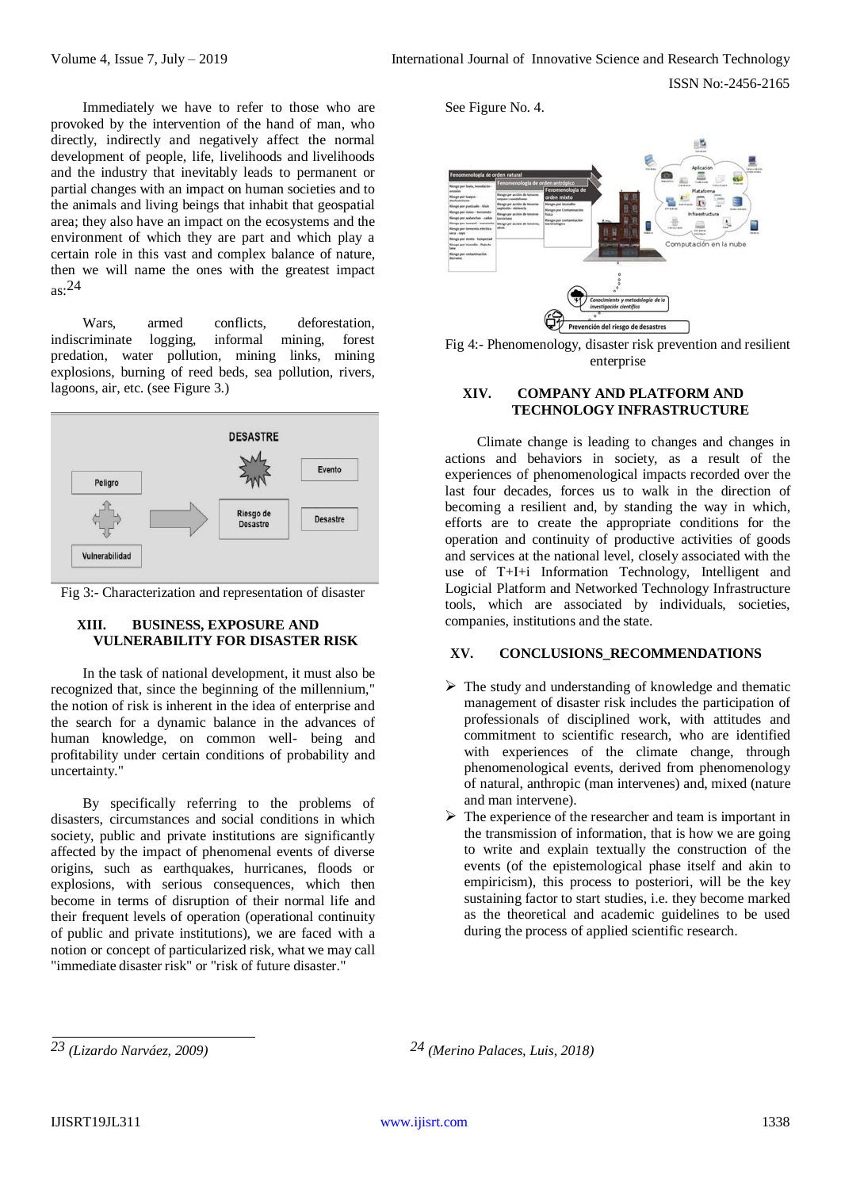Immediately we have to refer to those who are provoked by the intervention of the hand of man, who directly, indirectly and negatively affect the normal development of people, life, livelihoods and livelihoods and the industry that inevitably leads to permanent or partial changes with an impact on human societies and to the animals and living beings that inhabit that geospatial area; they also have an impact on the ecosystems and the environment of which they are part and which play a certain role in this vast and complex balance of nature, then we will name the ones with the greatest impact as:24

Wars, armed conflicts, deforestation, indiscriminate logging, informal mining, forest predation, water pollution, mining links, mining explosions, burning of reed beds, sea pollution, rivers, lagoons, air, etc. (see Figure 3.)

Fig 3:- Characterization and representation of disaster

## XIII. BUSINESS, EXPOSURE AND VULNERABILITY FOR DISASTER RISK

In the task of national development, it must also be recognized that, since the beginning of the millennium," the notion of risk is inherent in the idea of enterprise and the search for a dynamic balance in the advances of human knowledge, on common well- being and profitability under certain conditions of probability and uncertainty."

By specifically referring to the problems of disasters, circumstances and social conditions in which society, public and private institutions are significantly affected by the impact of phenomenal events of diverse origins, such as earthquakes, hurricanes, floods or explosions, with serious consequences, which then become in terms of disruption of their normal life and their frequent levels of operation (operational continuity of public and private institutions), we are faced with a notion or concept of particularized risk, what we may call "immediate disaster risk" or "risk of future disaster."

See Figure No. 4.

Fig 4:- Phenomenology, disaster risk prevention and resilient enterprise

## XIV. COMPANY AND PLATFORM AND TECHNOLOGY INFRASTRUCTURE

Climate change is leading to changes and changes in actions and behaviors in society, as a result of the experiences of phenomenological impacts recorded over the last four decades, forces us to walk in the direction of becoming a resilient and, by standing the way in which, efforts are to create the appropriate conditions for the operation and continuity of productive activities of goods and services at the national level, closely associated with the use of T+I+i Information Technology, Intelligent and Logical Platform and Networked Technology Infrastructure tools, which are associated by individuals, societies, companies, institutions and the state.

## XV. CONCLUSIONS_RECOMMENDATIONS

- The study and understanding of knowledge and thematic management of disaster risk includes the participation of professionals of disciplined work, with attitudes and commitment to scientific research, who are identified with experiences of the climate change, through phenomenological events, derived from phenomenology of natural, anthropic (man intervenes) and, mixed (nature and man intervene).
- The experience of the researcher and team is important in the transmission of information, that is how we are going to write and explain textually the construction of the events (of the epistemological phase itself and akin to empiricism), this process to posteriori, will be the key sustaining factor to start studies, i.e. they become marked as the theoretical and academic guidelines to be used during the process of applied scientific research.

---

23 *(Lizardo Narváez, 2009)*

24 *(Merino Palaces, Luis, 2018)*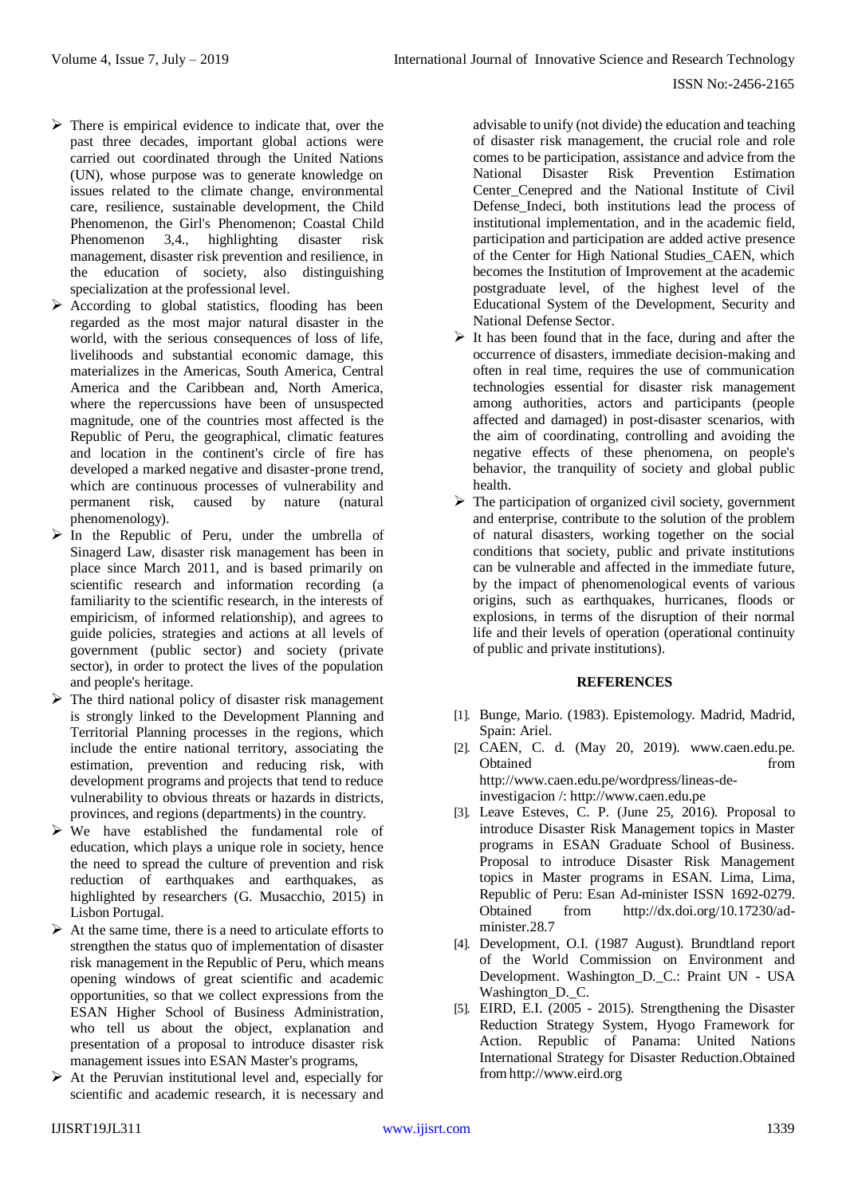- There is empirical evidence to indicate that, over the past three decades, important global actions were carried out coordinated through the United Nations (UN), whose purpose was to generate knowledge on issues related to the climate change, environmental care, resilience, sustainable development, the Child Phenomenon, the Girl's Phenomenon; Coastal Child Phenomenon 3,4., highlighting disaster risk management, disaster risk prevention and resilience, in the education of society, also distinguishing specialization at the professional level.
- According to global statistics, flooding has been regarded as the most major natural disaster in the world, with the serious consequences of loss of life, livelihoods and substantial economic damage, this materializes in the Americas, South America, Central America and the Caribbean and, North America, where the repercussions have been of unsuspected magnitude, one of the countries most affected is the Republic of Peru, the geographical, climatic features and location in the continent's circle of fire has developed a marked negative and disaster-prone trend, which are continuous processes of vulnerability and permanent risk, caused by nature (natural phenomenology).
- In the Republic of Peru, under the umbrella of Sinagerd Law, disaster risk management has been in place since March 2011, and is based primarily on scientific research and information recording (a familiarity to the scientific research, in the interests of empiricism, of informed relationship), and agrees to guide policies, strategies and actions at all levels of government (public sector) and society (private sector), in order to protect the lives of the population and people's heritage.
- The third national policy of disaster risk management is strongly linked to the Development Planning and Territorial Planning processes in the regions, which include the entire national territory, associating the estimation, prevention and reducing risk, with development programs and projects that tend to reduce vulnerability to obvious threats or hazards in districts, provinces, and regions (departments) in the country.
- We have established the fundamental role of education, which plays a unique role in society, hence the need to spread the culture of prevention and risk reduction of earthquakes and earthquakes, as highlighted by researchers (G. Musacchio, 2015) in Lisbon Portugal.
- At the same time, there is a need to articulate efforts to strengthen the status quo of implementation of disaster risk management in the Republic of Peru, which means opening windows of great scientific and academic opportunities, so that we collect expressions from the ESAN Higher School of Business Administration, who tell us about the object, explanation and presentation of a proposal to introduce disaster risk management issues into ESAN Master's programs,
- At the Peruvian institutional level and, especially for scientific and academic research, it is necessary and advisable to unify (not divide) the education and teaching of disaster risk management, the crucial role and role comes to be participation, assistance and advice from the National Disaster Risk Prevention Estimation Center_Cenepred and the National Institute of Civil Defense_Indeci, both institutions lead the process of institutional implementation, and in the academic field, participation and participation are added active presence of the Center for High National Studies_CAEN, which becomes the Institution of Improvement at the academic postgraduate level, of the highest level of the Educational System of the Development, Security and National Defense Sector.
- It has been found that in the face, during and after the occurrence of disasters, immediate decision-making and often in real time, requires the use of communication technologies essential for disaster risk management among authorities, actors and participants (people affected and damaged) in post-disaster scenarios, with the aim of coordinating, controlling and avoiding the negative effects of these phenomena, on people's behavior, the tranquility of society and global public health.
- The participation of organized civil society, government and enterprise, contribute to the solution of the problem of natural disasters, working together on the social conditions that society, public and private institutions can be vulnerable and affected in the immediate future, by the impact of phenomenological events of various origins, such as earthquakes, hurricanes, floods or explosions, in terms of the disruption of their normal life and their levels of operation (operational continuity of public and private institutions).

## REFERENCES

[1]. Bunge, Mario. (1983). Epistemology. Madrid, Madrid, Spain: Ariel.

[2]. CAEN, C. d. (May 20, 2019). www.caen.edu.pe. Obtained from http://www.caen.edu.pe/wordpress/lineas-de-investigacion /: http://www.caen.edu.pe

[3]. Leave Esteves, C. P. (June 25, 2016). Proposal to introduce Disaster Risk Management topics in Master programs in ESAN Graduate School of Business. Proposal to introduce Disaster Risk Management topics in Master programs in ESAN. Lima, Lima, Republic of Peru: Esan Ad-minister ISSN 1692-0279. Obtained from http://dx.doi.org/10.17230/ad-minister.28.7

[4]. Development, O.I. (1987 August). Brundtland report of the World Commission on Environment and Development. Washington_D._C.: Praint UN - USA Washington_D._C.

[5]. EIRD, E.I. (2005 - 2015). Strengthening the Disaster Reduction Strategy System, Hyogo Framework for Action. Republic of Panama: United Nations International Strategy for Disaster Reduction.Obtained from http://www.eird.org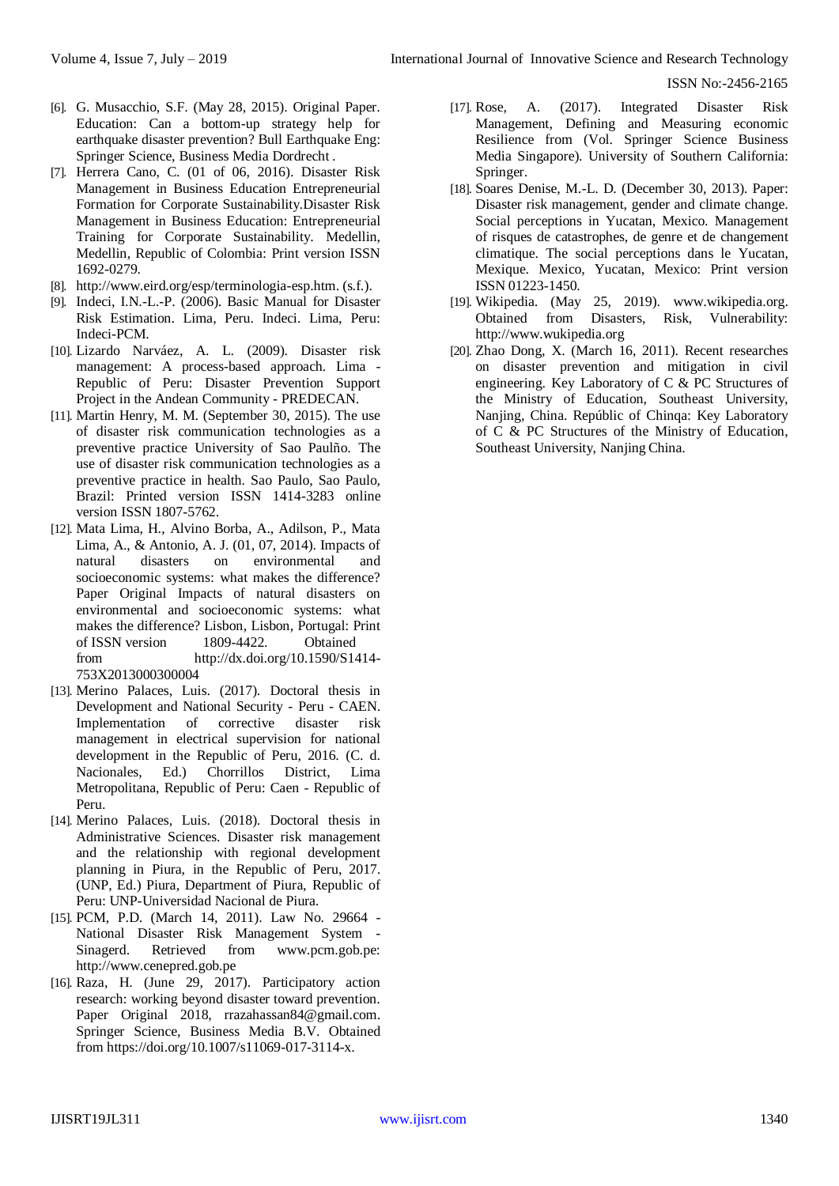[6]. G. Musacchio, S.F. (May 28, 2015). Original Paper. Education: Can a bottom-up strategy help for earthquake disaster prevention? Bull Earthquake Eng: Springer Science, Business Media Dordrecht .

[7]. Herrera Cano, C. (01 of 06, 2016). Disaster Risk Management in Business Education Entrepreneurial Formation for Corporate Sustainability.Disaster Risk Management in Business Education: Entrepreneurial Training for Corporate Sustainability. Medellin, Medellin, Republic of Colombia: Print version ISSN 1692-0279.

[8]. http://www.eird.org/esp/terminologia-esp.htm. (s.f.).

[9]. Indeci, I.N.-L.-P. (2006). Basic Manual for Disaster Risk Estimation. Lima, Peru. Indeci. Lima, Peru: Indeci-PCM.

[10]. Lizardo Narváez, A. L. (2009). Disaster risk management: A process-based approach. Lima - Republic of Peru: Disaster Prevention Support Project in the Andean Community - PREDECAN.

[11]. Martin Henry, M. M. (September 30, 2015). The use of disaster risk communication technologies as a preventive practice University of Sao Paulño. The use of disaster risk communication technologies as a preventive practice in health. Sao Paulo, Sao Paulo, Brazil: Printed version ISSN 1414-3283 online version ISSN 1807-5762.

[12]. Mata Lima, H., Alvino Borba, A., Adilson, P., Mata Lima, A., & Antonio, A. J. (01, 07, 2014). Impacts of natural disasters on environmental and socioeconomic systems: what makes the difference? Paper Original Impacts of natural disasters on environmental and socioeconomic systems: what makes the difference? Lisbon, Lisbon, Portugal: Print of ISSN version 1809-4422. Obtained from http://dx.doi.org/10.1590/S1414-753X2013000300004

[13]. Merino Palaces, Luis. (2017). Doctoral thesis in Development and National Security - Peru - CAEN. Implementation of corrective disaster risk management in electrical supervision for national development in the Republic of Peru, 2016. (C. d. Nacionales, Ed.) Chorrillos District, Lima Metropolitana, Republic of Peru: Caen - Republic of Peru.

[14]. Merino Palaces, Luis. (2018). Doctoral thesis in Administrative Sciences. Disaster risk management and the relationship with regional development planning in Piura, in the Republic of Peru, 2017. (UNP, Ed.) Piura, Department of Piura, Republic of Peru: UNP-Universidad Nacional de Piura.

[15]. PCM, P.D. (March 14, 2011). Law No. 29664 - National Disaster Risk Management System - Sinagerd. Retrieved from www.pcm.gob.pe: http://www.cenepred.gob.pe

[16]. Raza, H. (June 29, 2017). Participatory action research: working beyond disaster toward prevention. Paper Original 2018, rrazahassan84@gmail.com. Springer Science, Business Media B.V. Obtained from https://doi.org/10.1007/s11069-017-3114-x.

[17]. Rose, A. (2017). Integrated Disaster Risk Management, Defining and Measuring economic Resilience from (Vol. Springer Science Business Media Singapore). University of Southern California: Springer.

[18]. Soares Denise, M.-L. D. (December 30, 2013). Paper: Disaster risk management, gender and climate change. Social perceptions in Yucatan, Mexico. Management of risques de catastrophes, de genre et de changement climatique. The social perceptions dans le Yucatan, Mexique. Mexico, Yucatan, Mexico: Print version ISSN 01223-1450.

[19]. Wikipedia. (May 25, 2019). www.wikipedia.org. Obtained from Disasters, Risk, Vulnerability: http://www.wukipedia.org

[20]. Zhao Dong, X. (March 16, 2011). Recent researches on disaster prevention and mitigation in civil engineering. Key Laboratory of C & PC Structures of the Ministry of Education, Southeast University, Nanjing, China. Repúblic of Chinqa: Key Laboratory of C & PC Structures of the Ministry of Education, Southeast University, Nanjing China.